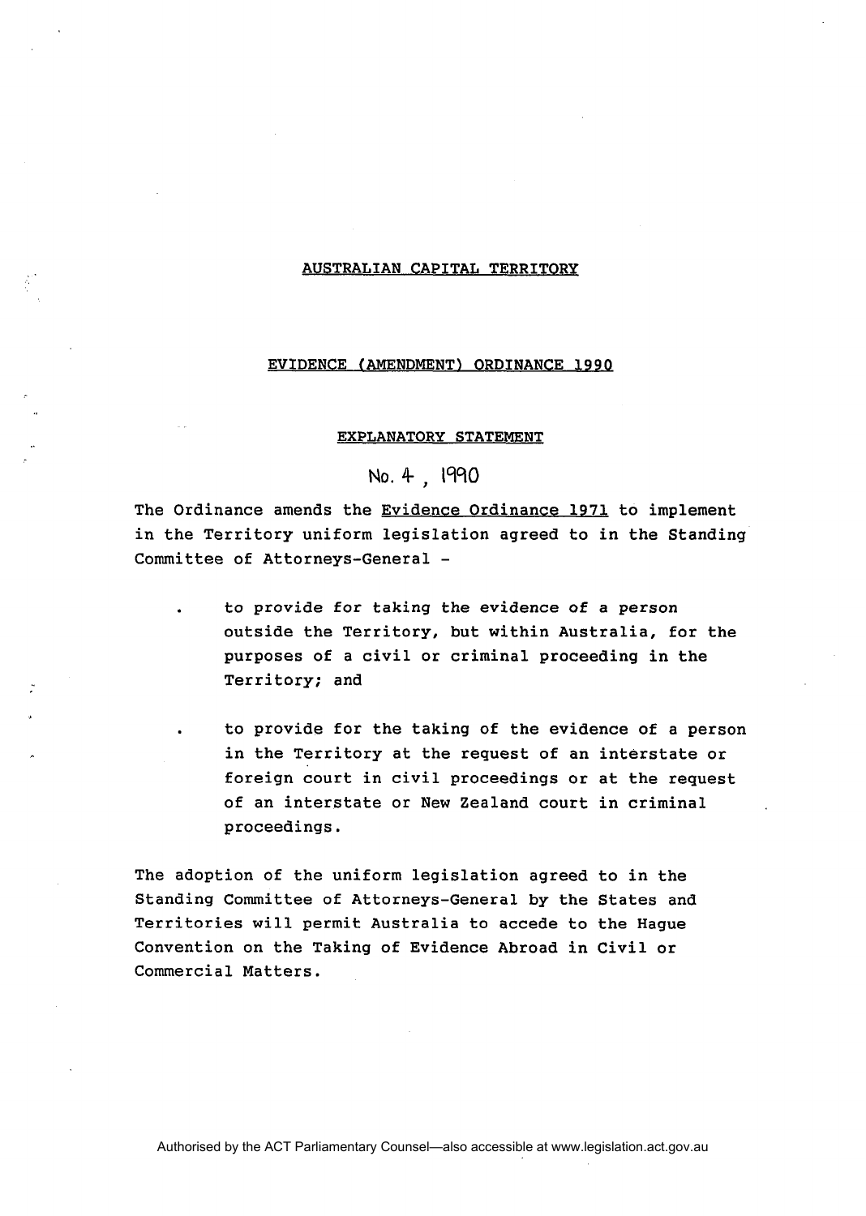# AUSTRALIAN CAPITAL TERRITORY

## EVIDENCE (AMENDMENT) ORDINANCE 1990

### EXPLANATORY STATEMENT

No. 4, 1990

The Ordinance amends the Evidence Ordinance 1971 to implement in the Territory uniform legislation agreed to in the Standing Committee of Attorneys-General -

- to provide for taking the evidence of a person outside the Territory, but within Australia, for the purposes of a civil or criminal proceeding in the Territory; and

- to provide for the taking of the evidence of a person in the Territory at the request of an interstate or foreign court in civil proceedings or at the request of an interstate or New Zealand court in criminal proceedings.

The adoption of the uniform legislation agreed to in the Standing Committee of Attorneys-General by the States and Territories will permit Australia to accede to the Hague Convention on the Taking of Evidence Abroad in Civil or Commercial Matters.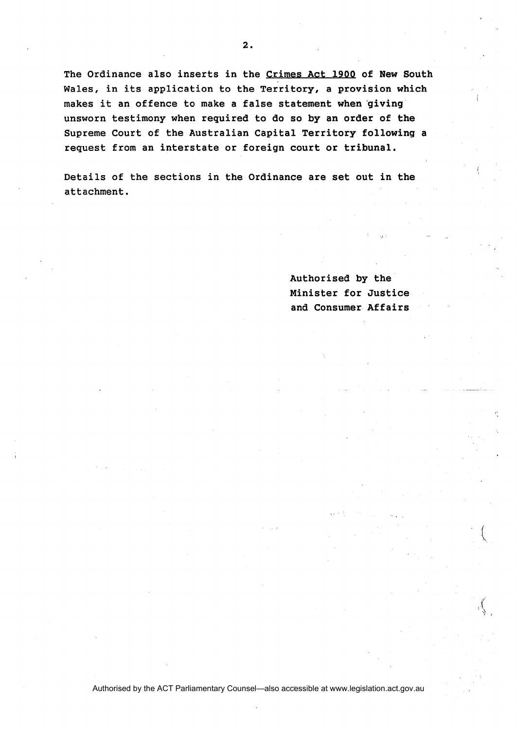The Ordinance also inserts in the Crimes Act 1900 of New South Wales, in its application to the Territory, a provision which makes it an offence to make a false statement when giving unsworn testimony when required to do so by an order of the Supreme Court of the Australian Capital Territory following a request from an interstate or foreign court or tribunal.

Details of the sections in the Ordinance are set out in the attachment.

Authorised by the
Minister for Justice
and Consumer Affairs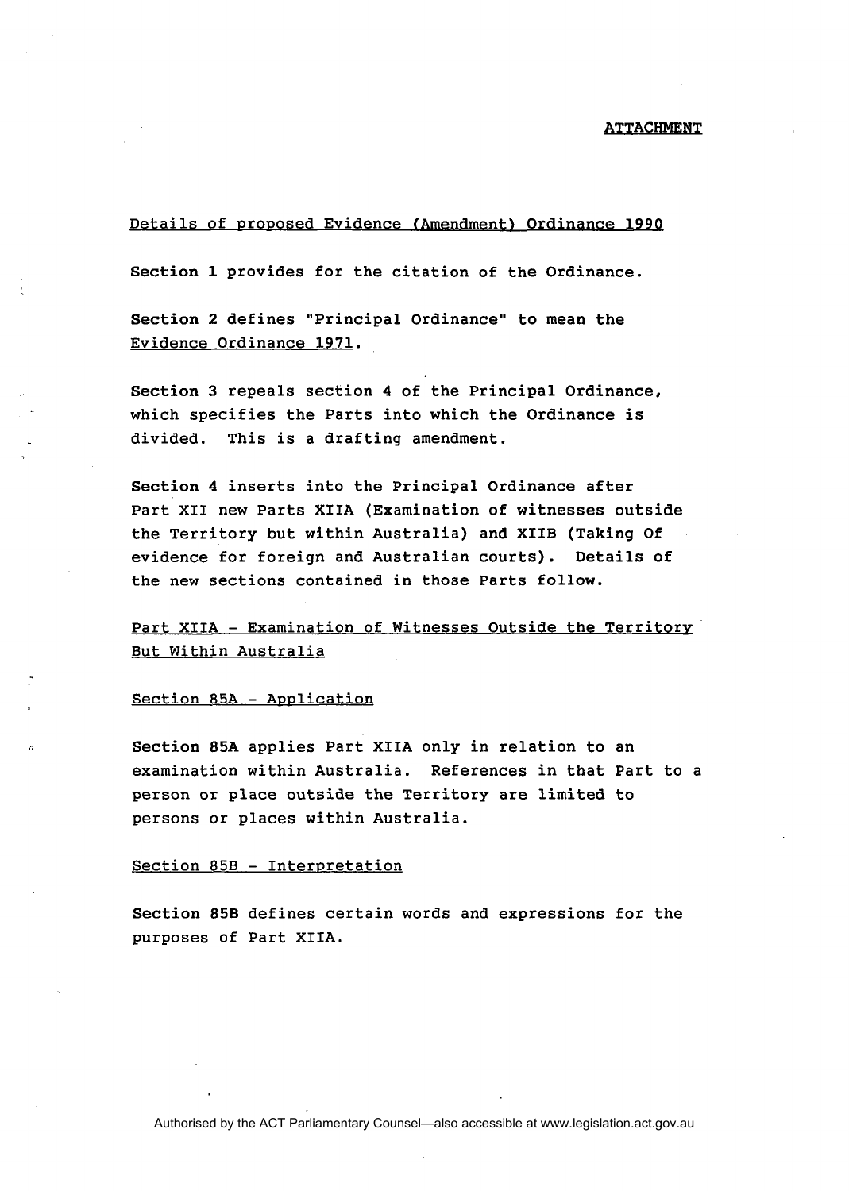ATTACHMENT

Details of proposed Evidence (Amendment) Ordinance 1990

**Section 1** provides for the citation of the Ordinance.

**Section 2** defines "Principal Ordinance" to mean the Evidence Ordinance 1971.

**Section 3** repeals section 4 of the Principal Ordinance, which specifies the Parts into which the Ordinance is divided. This is a drafting amendment.

**Section 4** inserts into the Principal Ordinance after Part XII new Parts XIIA (Examination of witnesses outside the Territory but within Australia) and XIIB (Taking Of evidence for foreign and Australian courts). Details of the new sections contained in those Parts follow.

Part XIIA - Examination of Witnesses Outside the Territory But Within Australia

Section 85A - Application

**Section 85A** applies Part XIIA only in relation to an examination within Australia. References in that Part to a person or place outside the Territory are limited to persons or places within Australia.

Section 85B - Interpretation

**Section 85B** defines certain words and expressions for the purposes of Part XIIA.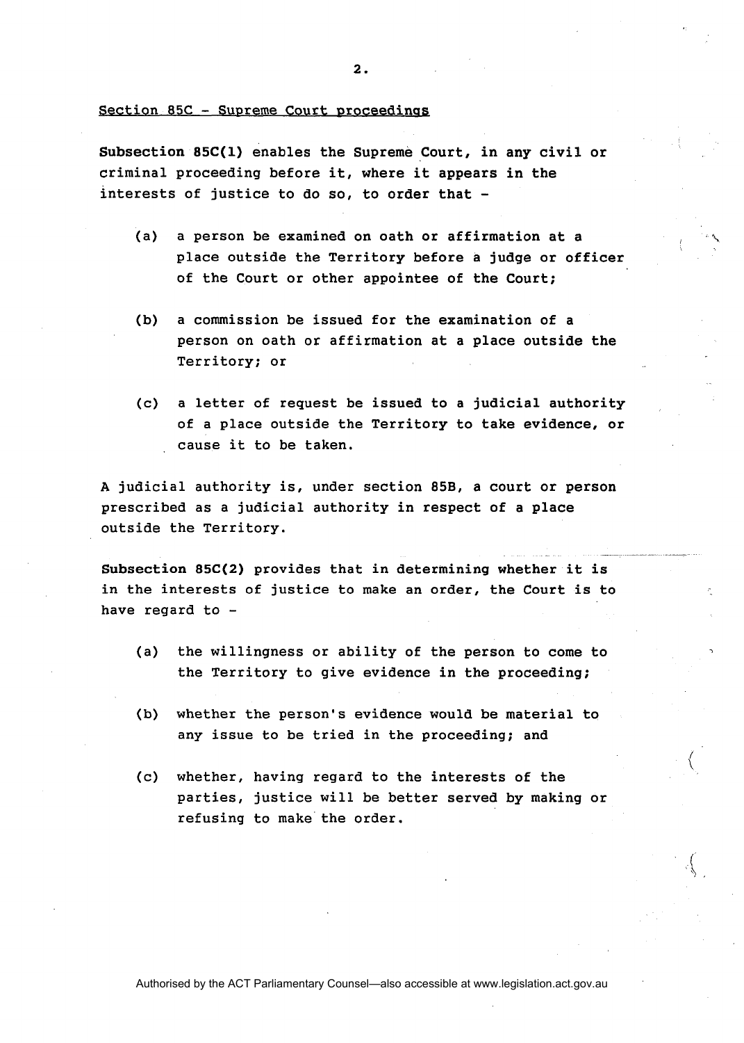Section 85C - Supreme Court proceedings

**Subsection 85C(1)** enables the Supreme Court, in any civil or criminal proceeding before it, where it appears in the interests of justice to do so, to order that -

(a) a person be examined on oath or affirmation at a place outside the Territory before a judge or officer of the Court or other appointee of the Court;

(b) a commission be issued for the examination of a person on oath or affirmation at a place outside the Territory; or

(c) a letter of request be issued to a judicial authority of a place outside the Territory to take evidence, or cause it to be taken.

A judicial authority is, under section 85B, a court or person prescribed as a judicial authority in respect of a place outside the Territory.

**Subsection 85C(2)** provides that in determining whether it is in the interests of justice to make an order, the Court is to have regard to -

(a) the willingness or ability of the person to come to the Territory to give evidence in the proceeding;

(b) whether the person's evidence would be material to any issue to be tried in the proceeding; and

(c) whether, having regard to the interests of the parties, justice will be better served by making or refusing to make the order.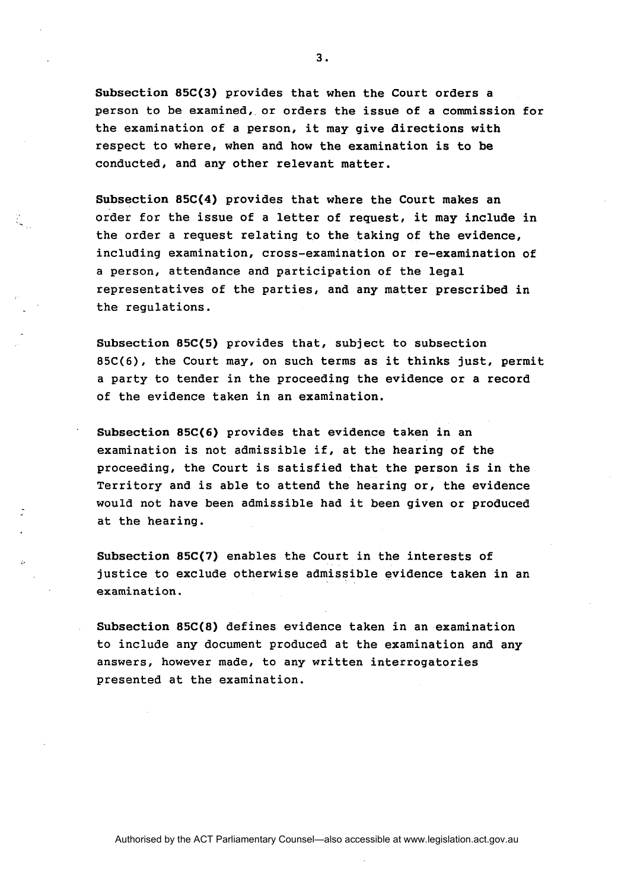**Subsection 85C(3)** provides that when the Court orders a person to be examined, or orders the issue of a commission for the examination of a person, it may give directions with respect to where, when and how the examination is to be conducted, and any other relevant matter.

**Subsection 85C(4)** provides that where the Court makes an order for the issue of a letter of request, it may include in the order a request relating to the taking of the evidence, including examination, cross-examination or re-examination of a person, attendance and participation of the legal representatives of the parties, and any matter prescribed in the regulations.

**Subsection 85C(5)** provides that, subject to subsection 85C(6), the Court may, on such terms as it thinks just, permit a party to tender in the proceeding the evidence or a record of the evidence taken in an examination.

**Subsection 85C(6)** provides that evidence taken in an examination is not admissible if, at the hearing of the proceeding, the Court is satisfied that the person is in the Territory and is able to attend the hearing or, the evidence would not have been admissible had it been given or produced at the hearing.

**Subsection 85C(7)** enables the Court in the interests of justice to exclude otherwise admissible evidence taken in an examination.

**Subsection 85C(8)** defines evidence taken in an examination to include any document produced at the examination and any answers, however made, to any written interrogatories presented at the examination.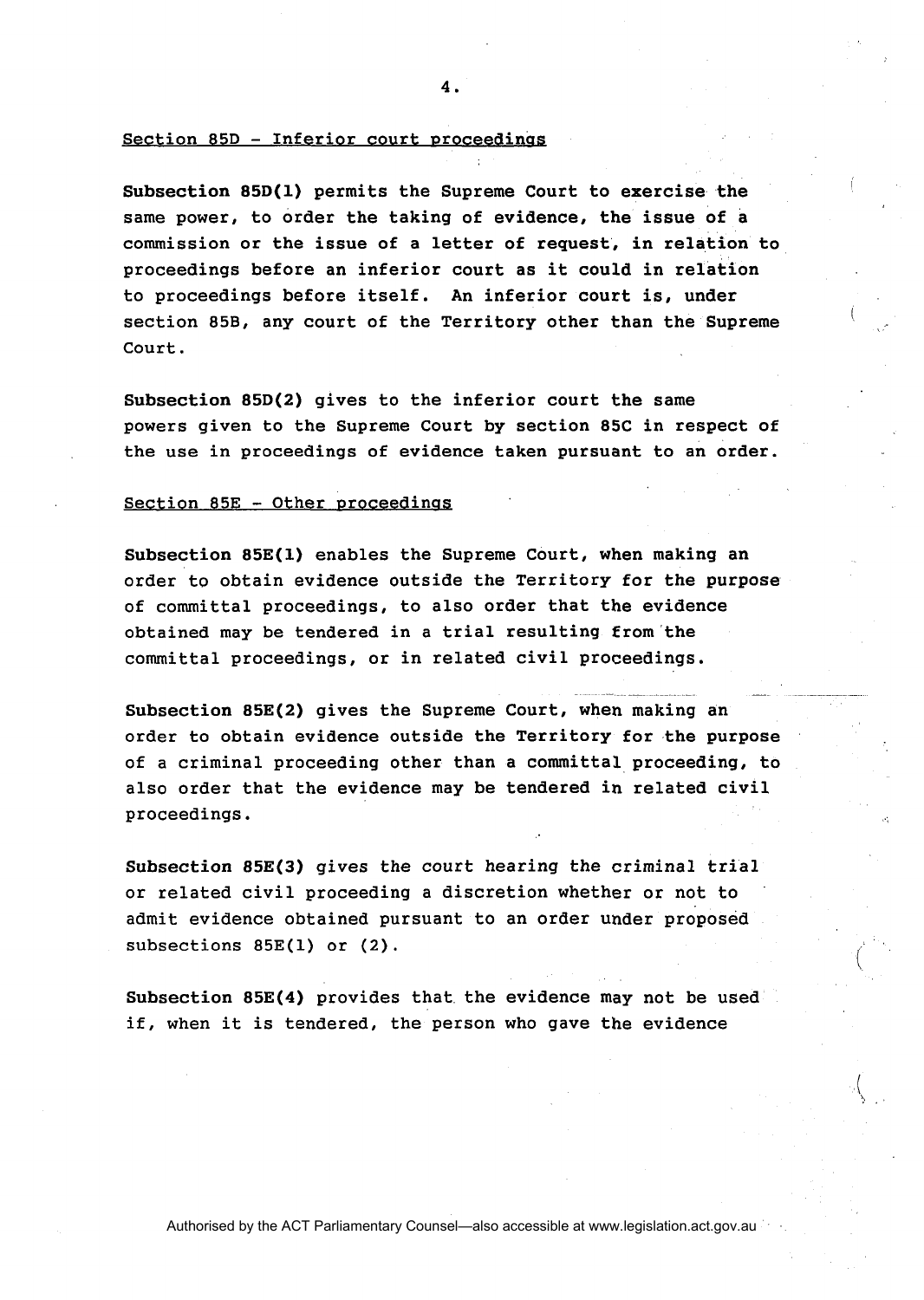Section 85D - Inferior court proceedings

**Subsection 85D(1)** permits the Supreme Court to exercise the same power, to order the taking of evidence, the issue of a commission or the issue of a letter of request, in relation to proceedings before an inferior court as it could in relation to proceedings before itself. An inferior court is, under section 85B, any court of the Territory other than the Supreme Court.

**Subsection 85D(2)** gives to the inferior court the same powers given to the Supreme Court by section 85C in respect of the use in proceedings of evidence taken pursuant to an order.

Section 85E - Other proceedings

**Subsection 85E(1)** enables the Supreme Court, when making an order to obtain evidence outside the Territory for the purpose of committal proceedings, to also order that the evidence obtained may be tendered in a trial resulting from the committal proceedings, or in related civil proceedings.

**Subsection 85E(2)** gives the Supreme Court, when making an order to obtain evidence outside the Territory for the purpose of a criminal proceeding other than a committal proceeding, to also order that the evidence may be tendered in related civil proceedings.

**Subsection 85E(3)** gives the court hearing the criminal trial or related civil proceeding a discretion whether or not to admit evidence obtained pursuant to an order under proposed subsections 85E(1) or (2).

**Subsection 85E(4)** provides that the evidence may not be used if, when it is tendered, the person who gave the evidence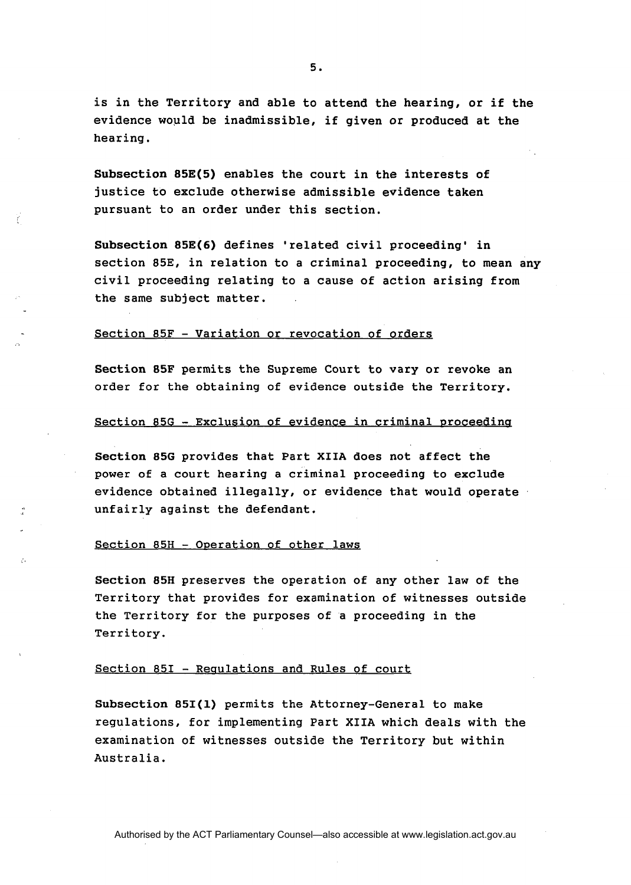is in the Territory and able to attend the hearing, or if the evidence would be inadmissible, if given or produced at the hearing.

**Subsection 85E(5)** enables the court in the interests of justice to exclude otherwise admissible evidence taken pursuant to an order under this section.

**Subsection 85E(6)** defines 'related civil proceeding' in section 85E, in relation to a criminal proceeding, to mean any civil proceeding relating to a cause of action arising from the same subject matter.

Section 85F - Variation or revocation of orders

**Section 85F** permits the Supreme Court to vary or revoke an order for the obtaining of evidence outside the Territory.

Section 85G - Exclusion of evidence in criminal proceeding

**Section 85G** provides that Part XIIA does not affect the power of a court hearing a criminal proceeding to exclude evidence obtained illegally, or evidence that would operate unfairly against the defendant.

Section 85H - Operation of other laws

**Section 85H** preserves the operation of any other law of the Territory that provides for examination of witnesses outside the Territory for the purposes of a proceeding in the Territory.

Section 85I - Regulations and Rules of court

**Subsection 85I(1)** permits the Attorney-General to make regulations, for implementing Part XIIA which deals with the examination of witnesses outside the Territory but within Australia.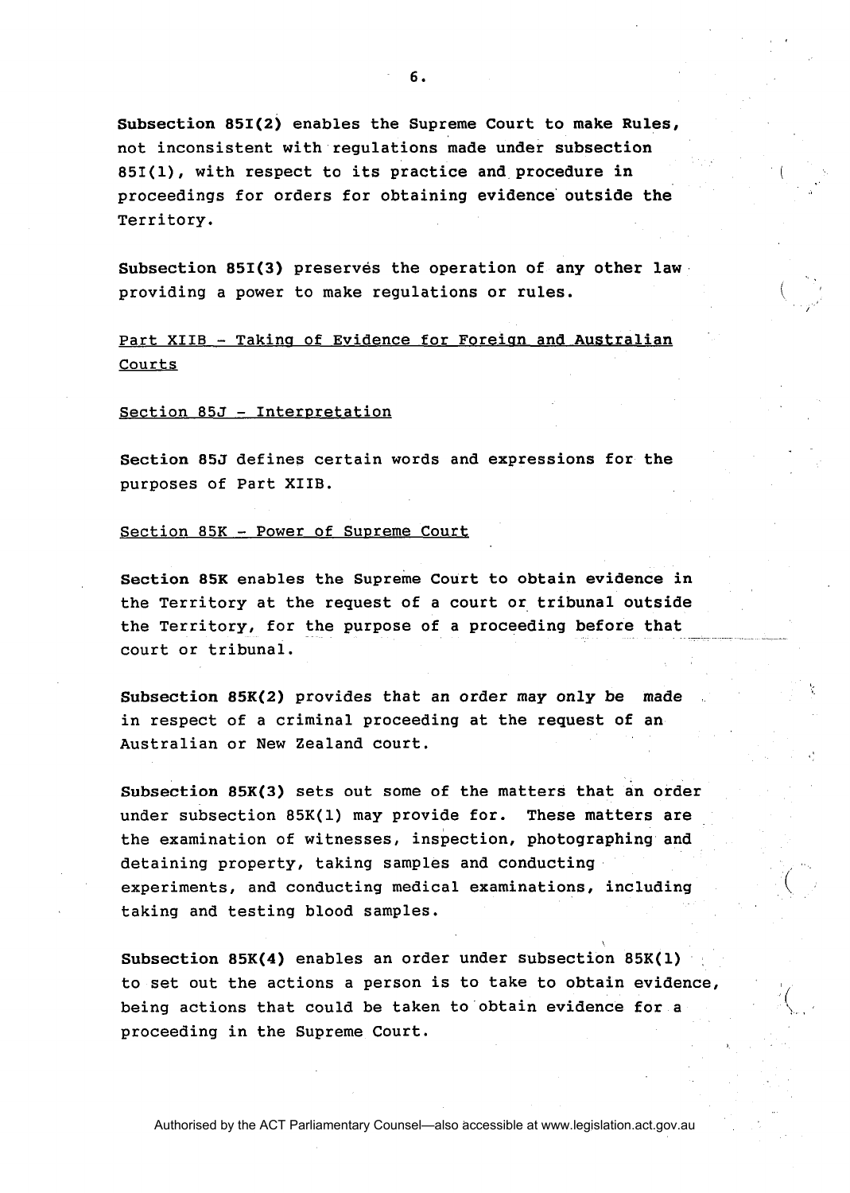**Subsection 85I(2)** enables the Supreme Court to make Rules, not inconsistent with regulations made under subsection 85I(1), with respect to its practice and procedure in proceedings for orders for obtaining evidence outside the Territory.

**Subsection 85I(3)** preserves the operation of any other law providing a power to make regulations or rules.

Part XIIB - Taking of Evidence for Foreign and Australian Courts

Section 85J - Interpretation

**Section 85J** defines certain words and expressions for the purposes of Part XIIB.

Section 85K - Power of Supreme Court

**Section 85K** enables the Supreme Court to obtain evidence in the Territory at the request of a court or tribunal outside the Territory, for the purpose of a proceeding before that court or tribunal.

**Subsection 85K(2)** provides that an order may only be made in respect of a criminal proceeding at the request of an Australian or New Zealand court.

**Subsection 85K(3)** sets out some of the matters that an order under subsection 85K(1) may provide for. These matters are the examination of witnesses, inspection, photographing and detaining property, taking samples and conducting experiments, and conducting medical examinations, including taking and testing blood samples.

**Subsection 85K(4)** enables an order under subsection 85K(1) to set out the actions a person is to take to obtain evidence, being actions that could be taken to obtain evidence for a proceeding in the Supreme Court.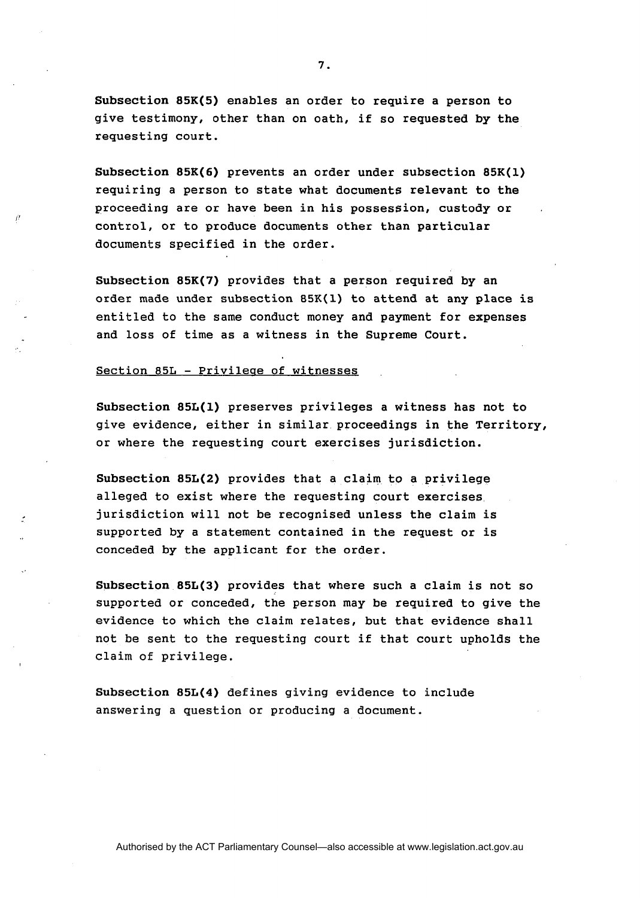**Subsection 85K(5)** enables an order to require a person to give testimony, other than on oath, if so requested by the requesting court.

**Subsection 85K(6)** prevents an order under subsection 85K(1) requiring a person to state what documents relevant to the proceeding are or have been in his possession, custody or control, or to produce documents other than particular documents specified in the order.

**Subsection 85K(7)** provides that a person required by an order made under subsection 85K(1) to attend at any place is entitled to the same conduct money and payment for expenses and loss of time as a witness in the Supreme Court.

<u>Section 85L - Privilege of witnesses</u>

**Subsection 85L(1)** preserves privileges a witness has not to give evidence, either in similar proceedings in the Territory, or where the requesting court exercises jurisdiction.

**Subsection 85L(2)** provides that a claim to a privilege alleged to exist where the requesting court exercises jurisdiction will not be recognised unless the claim is supported by a statement contained in the request or is conceded by the applicant for the order.

**Subsection 85L(3)** provides that where such a claim is not so supported or conceded, the person may be required to give the evidence to which the claim relates, but that evidence shall not be sent to the requesting court if that court upholds the claim of privilege.

**Subsection 85L(4)** defines giving evidence to include answering a question or producing a document.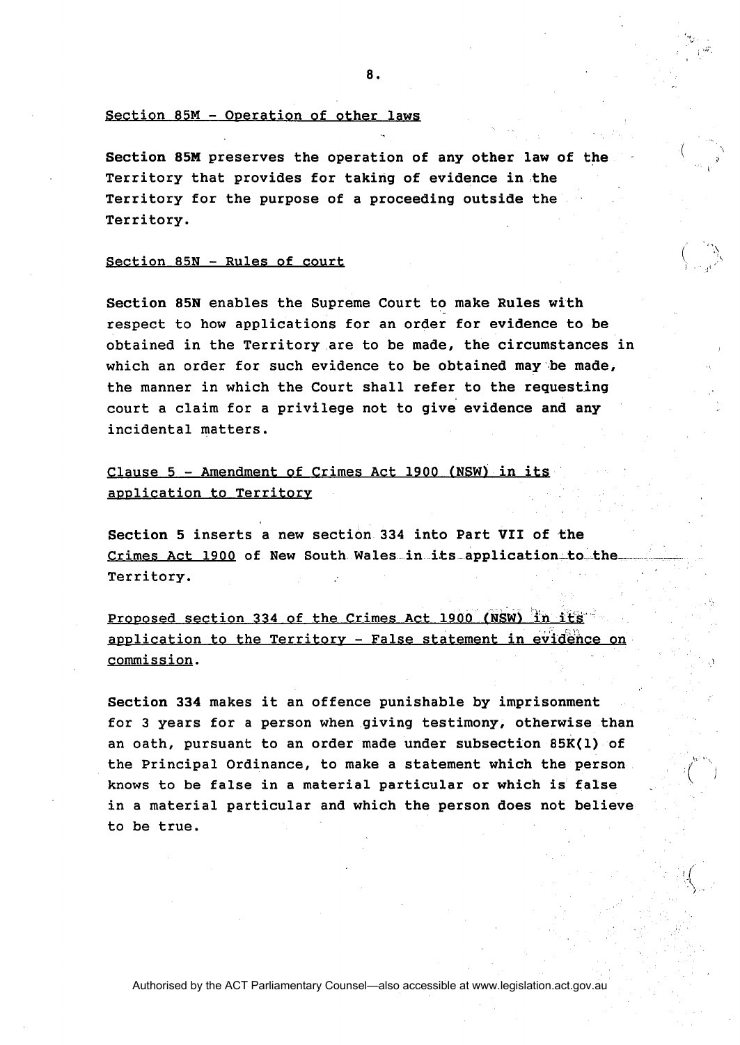Section 85M - Operation of other laws

**Section 85M** preserves the operation of any other law of the Territory that provides for taking of evidence in the Territory for the purpose of a proceeding outside the Territory.

Section 85N - Rules of court

**Section 85N** enables the Supreme Court to make Rules with respect to how applications for an order for evidence to be obtained in the Territory are to be made, the circumstances in which an order for such evidence to be obtained may be made, the manner in which the Court shall refer to the requesting court a claim for a privilege not to give evidence and any incidental matters.

Clause 5 - Amendment of Crimes Act 1900 (NSW) in its application to Territory

**Section 5** inserts a new section 334 into Part VII of the Crimes Act 1900 of New South Wales in its application to the Territory.

Proposed section 334 of the Crimes Act 1900 (NSW) in its application to the Territory - False statement in evidence on commission.

**Section 334** makes it an offence punishable by imprisonment for 3 years for a person when giving testimony, otherwise than an oath, pursuant to an order made under subsection 85K(1) of the Principal Ordinance, to make a statement which the person knows to be false in a material particular or which is false in a material particular and which the person does not believe to be true.

Authorised by the ACT Parliamentary Counsel—also accessible at www.legislation.act.gov.au